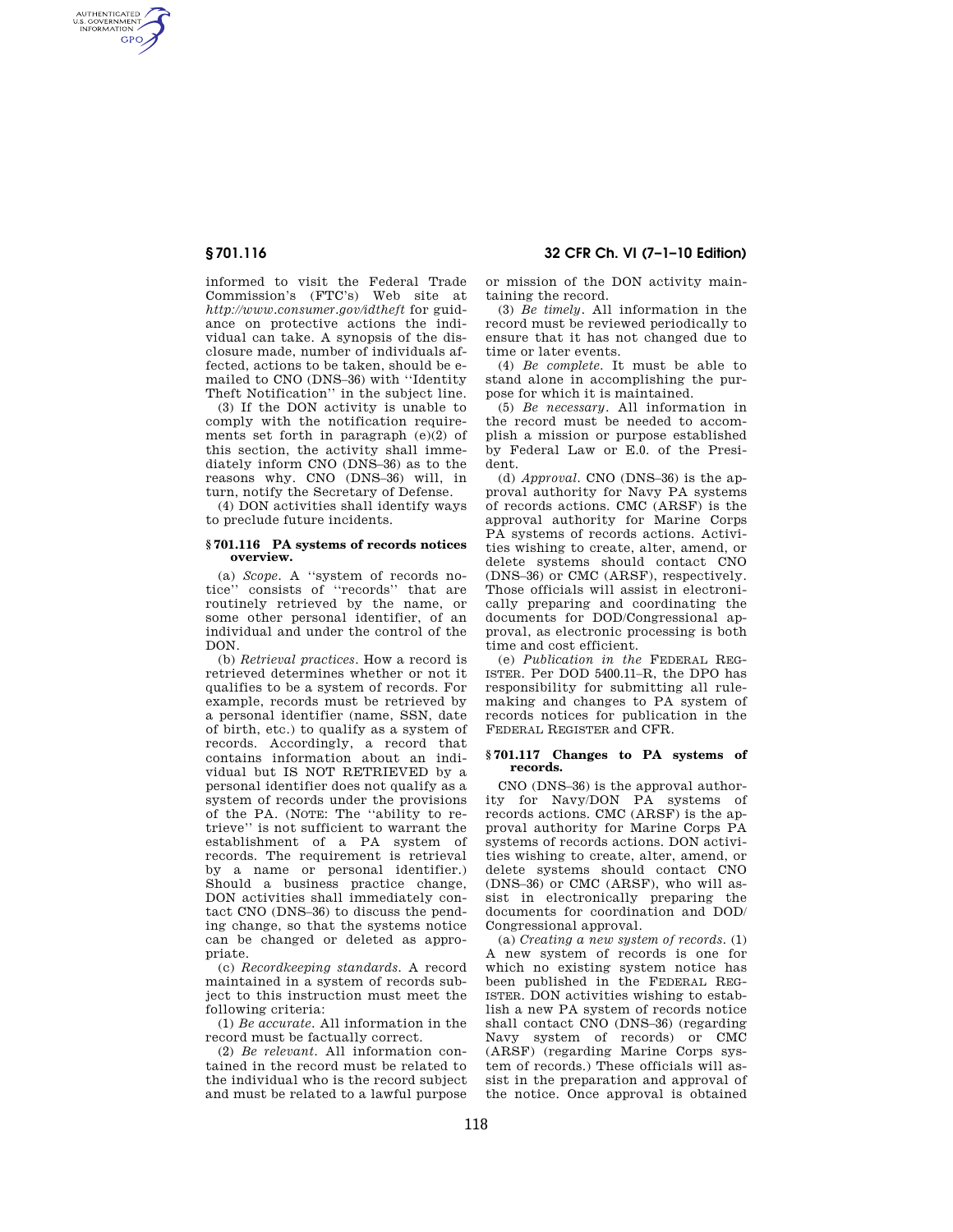informed to visit the Federal Trade Commission's (FTC's) Web site at *http://www.consumer.gov/idtheft* for guidance on protective actions the individual can take. A synopsis of the disclosure made, number of individuals affected, actions to be taken, should be e-mailed to CNO (DNS–36) with ''Identity Theft Notification'' in the subject line.

(3) If the DON activity is unable to comply with the notification requirements set forth in paragraph (e)(2) of this section, the activity shall immediately inform CNO (DNS–36) as to the reasons why. CNO (DNS–36) will, in turn, notify the Secretary of Defense.

(4) DON activities shall identify ways to preclude future incidents.

### § 701.116 PA systems of records notices overview.

(a) *Scope.* A ''system of records notice'' consists of ''records'' that are routinely retrieved by the name, or some other personal identifier, of an individual and under the control of the DON.

(b) *Retrieval practices.* How a record is retrieved determines whether or not it qualifies to be a system of records. For example, records must be retrieved by a personal identifier (name, SSN, date of birth, etc.) to qualify as a system of records. Accordingly, a record that contains information about an individual but IS NOT RETRIEVED by a personal identifier does not qualify as a system of records under the provisions of the PA. (NOTE: The ''ability to retrieve'' is not sufficient to warrant the establishment of a PA system of records. The requirement is retrieval by a name or personal identifier.) Should a business practice change, DON activities shall immediately contact CNO (DNS–36) to discuss the pending change, so that the systems notice can be changed or deleted as appropriate.

(c) *Recordkeeping standards.* A record maintained in a system of records subject to this instruction must meet the following criteria:

(1) *Be accurate.* All information in the record must be factually correct.

(2) *Be relevant.* All information contained in the record must be related to the individual who is the record subject and must be related to a lawful purpose or mission of the DON activity maintaining the record.

(3) *Be timely.* All information in the record must be reviewed periodically to ensure that it has not changed due to time or later events.

(4) *Be complete.* It must be able to stand alone in accomplishing the purpose for which it is maintained.

(5) *Be necessary.* All information in the record must be needed to accomplish a mission or purpose established by Federal Law or E.0. of the President.

(d) *Approval.* CNO (DNS–36) is the approval authority for Navy PA systems of records actions. CMC (ARSF) is the approval authority for Marine Corps PA systems of records actions. Activities wishing to create, alter, amend, or delete systems should contact CNO (DNS–36) or CMC (ARSF), respectively. Those officials will assist in electronically preparing and coordinating the documents for DOD/Congressional approval, as electronic processing is both time and cost efficient.

(e) *Publication in the* FEDERAL REGISTER. Per DOD 5400.11–R, the DPO has responsibility for submitting all rulemaking and changes to PA system of records notices for publication in the FEDERAL REGISTER and CFR.

### § 701.117 Changes to PA systems of records.

CNO (DNS–36) is the approval authority for Navy/DON PA systems of records actions. CMC (ARSF) is the approval authority for Marine Corps PA systems of records actions. DON activities wishing to create, alter, amend, or delete systems should contact CNO (DNS–36) or CMC (ARSF), who will assist in electronically preparing the documents for coordination and DOD/Congressional approval.

(a) *Creating a new system of records.* (1) A new system of records is one for which no existing system notice has been published in the FEDERAL REGISTER. DON activities wishing to establish a new PA system of records notice shall contact CNO (DNS–36) (regarding Navy system of records) or CMC (ARSF) (regarding Marine Corps system of records.) These officials will assist in the preparation and approval of the notice. Once approval is obtained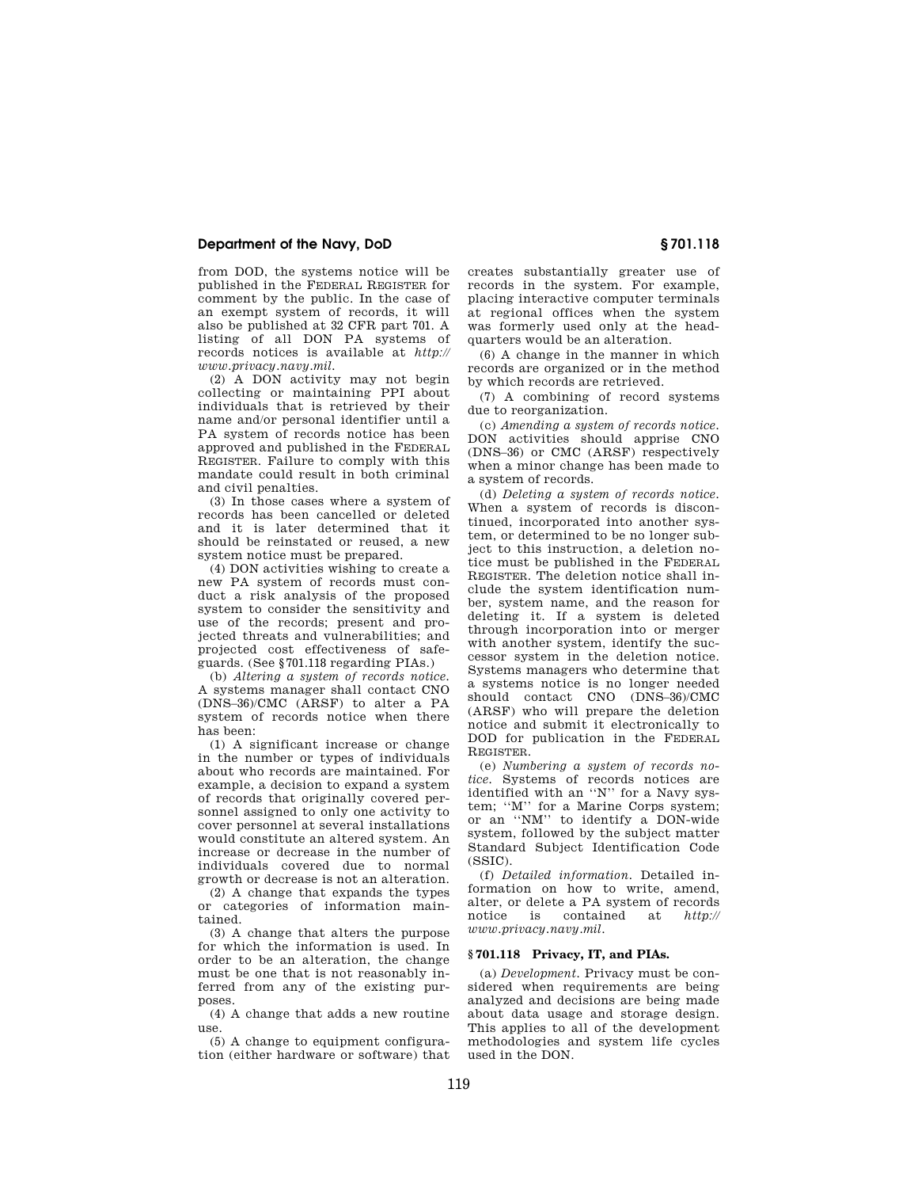from DOD, the systems notice will be published in the FEDERAL REGISTER for comment by the public. In the case of an exempt system of records, it will also be published at 32 CFR part 701. A listing of all DON PA systems of records notices is available at *http://www.privacy.navy.mil*.

(2) A DON activity may not begin collecting or maintaining PPI about individuals that is retrieved by their name and/or personal identifier until a PA system of records notice has been approved and published in the FEDERAL REGISTER. Failure to comply with this mandate could result in both criminal and civil penalties.

(3) In those cases where a system of records has been cancelled or deleted and it is later determined that it should be reinstated or reused, a new system notice must be prepared.

(4) DON activities wishing to create a new PA system of records must conduct a risk analysis of the proposed system to consider the sensitivity and use of the records; present and projected threats and vulnerabilities; and projected cost effectiveness of safeguards. (See §701.118 regarding PIAs.)

(b) *Altering a system of records notice*. A systems manager shall contact CNO (DNS–36)/CMC (ARSF) to alter a PA system of records notice when there has been:

(1) A significant increase or change in the number or types of individuals about who records are maintained. For example, a decision to expand a system of records that originally covered personnel assigned to only one activity to cover personnel at several installations would constitute an altered system. An increase or decrease in the number of individuals covered due to normal growth or decrease is not an alteration.

(2) A change that expands the types or categories of information maintained.

(3) A change that alters the purpose for which the information is used. In order to be an alteration, the change must be one that is not reasonably inferred from any of the existing purposes.

(4) A change that adds a new routine use.

(5) A change to equipment configuration (either hardware or software) that creates substantially greater use of records in the system. For example, placing interactive computer terminals at regional offices when the system was formerly used only at the headquarters would be an alteration.

(6) A change in the manner in which records are organized or in the method by which records are retrieved.

(7) A combining of record systems due to reorganization.

(c) *Amending a system of records notice*. DON activities should apprise CNO (DNS–36) or CMC (ARSF) respectively when a minor change has been made to a system of records.

(d) *Deleting a system of records notice*. When a system of records is discontinued, incorporated into another system, or determined to be no longer subject to this instruction, a deletion notice must be published in the FEDERAL REGISTER. The deletion notice shall include the system identification number, system name, and the reason for deleting it. If a system is deleted through incorporation into or merger with another system, identify the successor system in the deletion notice. Systems managers who determine that a systems notice is no longer needed should contact CNO (DNS–36)/CMC (ARSF) who will prepare the deletion notice and submit it electronically to DOD for publication in the FEDERAL REGISTER.

(e) *Numbering a system of records notice*. Systems of records notices are identified with an ''N'' for a Navy system; ''M'' for a Marine Corps system; or an ''NM'' to identify a DON-wide system, followed by the subject matter Standard Subject Identification Code (SSIC).

(f) *Detailed information*. Detailed information on how to write, amend, alter, or delete a PA system of records notice is contained at *http://www.privacy.navy.mil*.

## § 701.118 Privacy, IT, and PIAs.

(a) *Development*. Privacy must be considered when requirements are being analyzed and decisions are being made about data usage and storage design. This applies to all of the development methodologies and system life cycles used in the DON.